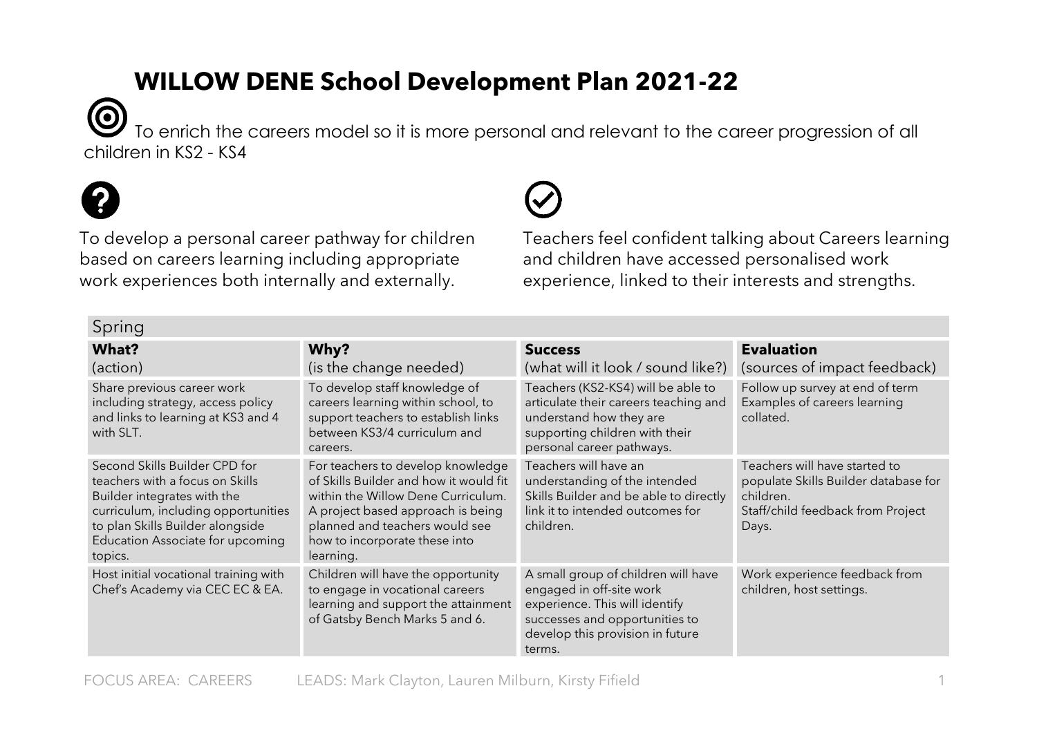# WILLOW DENE School Development Plan 2021-22

To enrich the careers model so it is more personal and relevant to the career progression of all children in KS2 - KS4

To develop a personal career pathway for children based on careers learning including appropriate work experiences both internally and externally.

Teachers feel confident talking about Careers learning and children have accessed personalised work experience, linked to their interests and strengths.

| Spring | | | |
|---|---|---|---|
| **What?** (action) | **Why?** (is the change needed) | **Success** (what will it look / sound like?) | **Evaluation** (sources of impact feedback) |
| Share previous career work including strategy, access policy and links to learning at KS3 and 4 with SLT. | To develop staff knowledge of careers learning within school, to support teachers to establish links between KS3/4 curriculum and careers. | Teachers (KS2-KS4) will be able to articulate their careers teaching and understand how they are supporting children with their personal career pathways. | Follow up survey at end of term Examples of careers learning collated. |
| Second Skills Builder CPD for teachers with a focus on Skills Builder integrates with the curriculum, including opportunities to plan Skills Builder alongside Education Associate for upcoming topics. | For teachers to develop knowledge of Skills Builder and how it would fit within the Willow Dene Curriculum. A project based approach is being planned and teachers would see how to incorporate these into learning. | Teachers will have an understanding of the intended Skills Builder and be able to directly link it to intended outcomes for children. | Teachers will have started to populate Skills Builder database for children. Staff/child feedback from Project Days. |
| Host initial vocational training with Chef's Academy via CEC EC & EA. | Children will have the opportunity to engage in vocational careers learning and support the attainment of Gatsby Bench Marks 5 and 6. | A small group of children will have engaged in off-site work experience. This will identify successes and opportunities to develop this provision in future terms. | Work experience feedback from children, host settings. |

FOCUS AREA: CAREERS LEADS: Mark Clayton, Lauren Milburn, Kirsty Fifield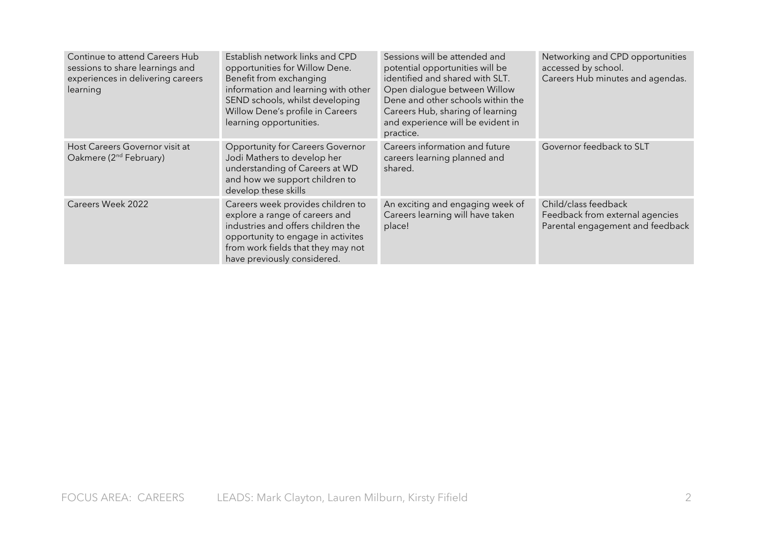| | | | |
|---|---|---|---|
| Continue to attend Careers Hub sessions to share learnings and experiences in delivering careers learning | Establish network links and CPD opportunities for Willow Dene. Benefit from exchanging information and learning with other SEND schools, whilst developing Willow Dene's profile in Careers learning opportunities. | Sessions will be attended and potential opportunities will be identified and shared with SLT. Open dialogue between Willow Dene and other schools within the Careers Hub, sharing of learning and experience will be evident in practice. | Networking and CPD opportunities accessed by school.<br>Careers Hub minutes and agendas. |
| Host Careers Governor visit at Oakmere (2nd February) | Opportunity for Careers Governor Jodi Mathers to develop her understanding of Careers at WD and how we support children to develop these skills | Careers information and future careers learning planned and shared. | Governor feedback to SLT |
| Careers Week 2022 | Careers week provides children to explore a range of careers and industries and offers children the opportunity to engage in activites from work fields that they may not have previously considered. | An exciting and engaging week of Careers learning will have taken place! | Child/class feedback<br>Feedback from external agencies<br>Parental engagement and feedback |